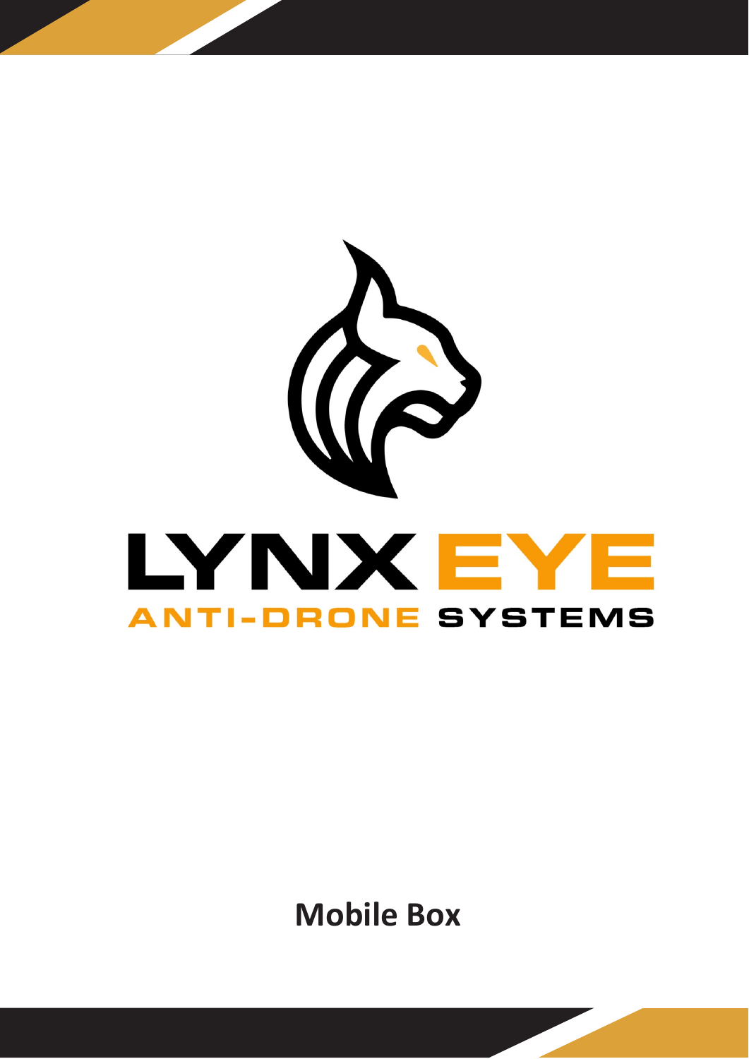# LYNX EYE

## ANTI-DRONE SYSTEMS

**Mobile Box**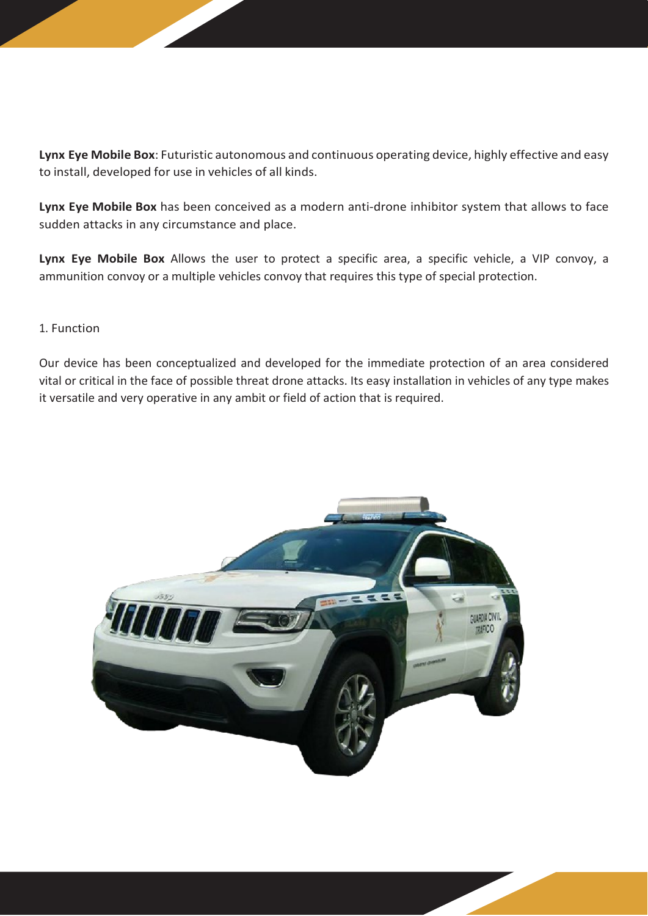**Lynx Eye Mobile Box**: Futuristic autonomous and continuous operating device, highly effective and easy to install, developed for use in vehicles of all kinds.

**Lynx Eye Mobile Box** has been conceived as a modern anti-drone inhibitor system that allows to face sudden attacks in any circumstance and place.

**Lynx Eye Mobile Box** Allows the user to protect a specific area, a specific vehicle, a VIP convoy, a ammunition convoy or a multiple vehicles convoy that requires this type of special protection.

1. Function

Our device has been conceptualized and developed for the immediate protection of an area considered vital or critical in the face of possible threat drone attacks. Its easy installation in vehicles of any type makes it versatile and very operative in any ambit or field of action that is required.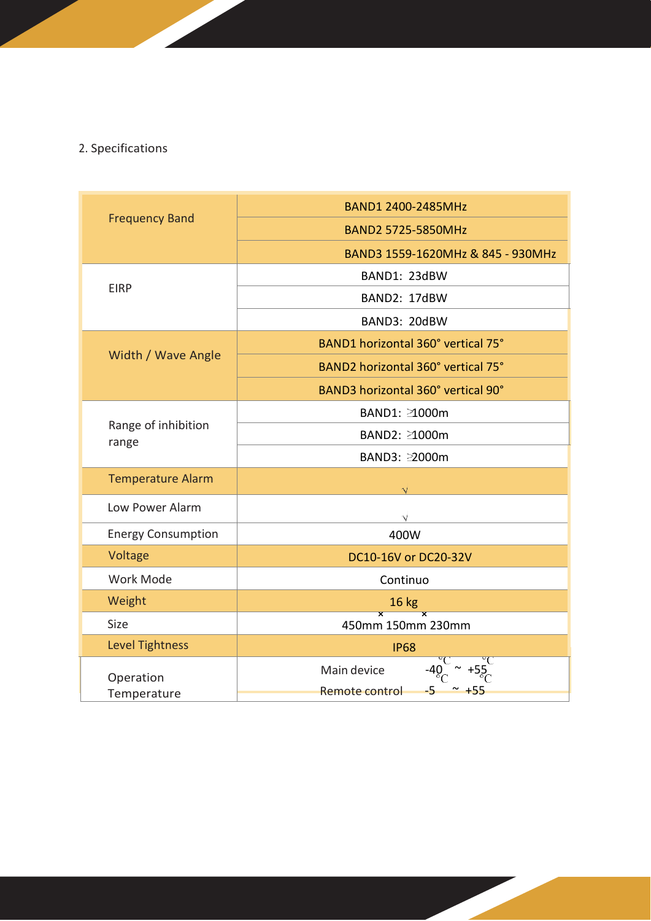2. Specifications

| | |
|---|---|
| Frequency Band | BAND1 2400-2485MHz |
| | BAND2 5725-5850MHz |
| | BAND3 1559-1620MHz & 845 - 930MHz |
| EIRP | BAND1: 23dBW |
| | BAND2: 17dBW |
| | BAND3: 20dBW |
| Width / Wave Angle | BAND1 horizontal 360° vertical 75° |
| | BAND2 horizontal 360° vertical 75° |
| | BAND3 horizontal 360° vertical 90° |
| Range of inhibition range | BAND1: ≥1000m |
| | BAND2: ≥1000m |
| | BAND3: ≥2000m |
| Temperature Alarm | √ |
| Low Power Alarm | √ |
| Energy Consumption | 400W |
| Voltage | DC10-16V or DC20-32V |
| Work Mode | Continuo |
| Weight | 16 kg |
| Size | 450mm × 150mm × 230mm |
| Level Tightness | IP68 |
| Operation Temperature | Main device -40℃ ~ +55℃ |
| | Remote control -5℃ ~ +55℃ |